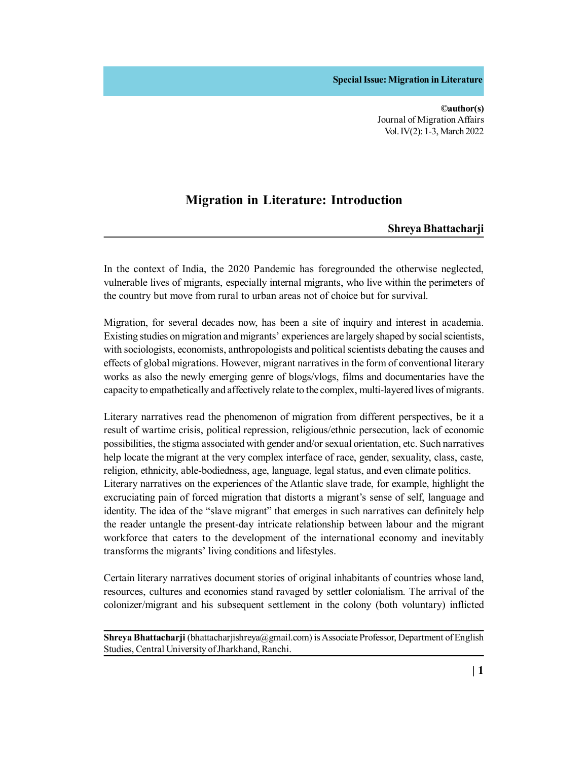# Migration in Literature: Introduction

**Shreya Bhattacharji**

In the context of India, the 2020 Pandemic has foregrounded the otherwise neglected, vulnerable lives of migrants, especially internal migrants, who live within the perimeters of the country but move from rural to urban areas not of choice but for survival.

Migration, for several decades now, has been a site of inquiry and interest in academia. Existing studies on migration and migrants' experiences are largely shaped by social scientists, with sociologists, economists, anthropologists and political scientists debating the causes and effects of global migrations. However, migrant narratives in the form of conventional literary works as also the newly emerging genre of blogs/vlogs, films and documentaries have the capacity to empathetically and affectively relate to the complex, multi-layered lives of migrants.

Literary narratives read the phenomenon of migration from different perspectives, be it a result of wartime crisis, political repression, religious/ethnic persecution, lack of economic possibilities, the stigma associated with gender and/or sexual orientation, etc. Such narratives help locate the migrant at the very complex interface of race, gender, sexuality, class, caste, religion, ethnicity, able-bodiedness, age, language, legal status, and even climate politics. Literary narratives on the experiences of the Atlantic slave trade, for example, highlight the excruciating pain of forced migration that distorts a migrant's sense of self, language and identity. The idea of the "slave migrant" that emerges in such narratives can definitely help the reader untangle the present-day intricate relationship between labour and the migrant workforce that caters to the development of the international economy and inevitably transforms the migrants' living conditions and lifestyles.

Certain literary narratives document stories of original inhabitants of countries whose land, resources, cultures and economies stand ravaged by settler colonialism. The arrival of the colonizer/migrant and his subsequent settlement in the colony (both voluntary) inflicted

---

**Shreya Bhattacharji** (bhattacharjishreya@gmail.com) is Associate Professor, Department of English Studies, Central University of Jharkhand, Ranchi.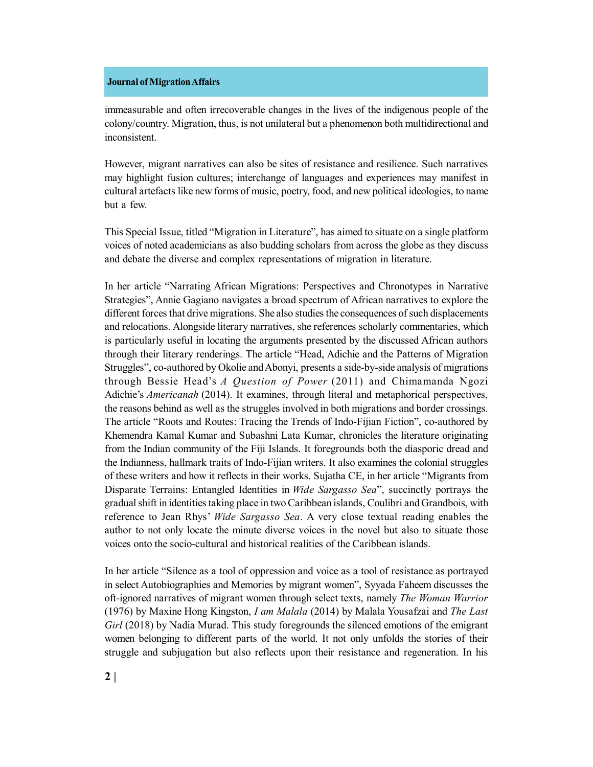immeasurable and often irrecoverable changes in the lives of the indigenous people of the colony/country. Migration, thus, is not unilateral but a phenomenon both multidirectional and inconsistent.

However, migrant narratives can also be sites of resistance and resilience. Such narratives may highlight fusion cultures; interchange of languages and experiences may manifest in cultural artefacts like new forms of music, poetry, food, and new political ideologies, to name but a few.

This Special Issue, titled "Migration in Literature", has aimed to situate on a single platform voices of noted academicians as also budding scholars from across the globe as they discuss and debate the diverse and complex representations of migration in literature.

In her article "Narrating African Migrations: Perspectives and Chronotypes in Narrative Strategies", Annie Gagiano navigates a broad spectrum of African narratives to explore the different forces that drive migrations. She also studies the consequences of such displacements and relocations. Alongside literary narratives, she references scholarly commentaries, which is particularly useful in locating the arguments presented by the discussed African authors through their literary renderings. The article "Head, Adichie and the Patterns of Migration Struggles", co-authored by Okolie and Abonyi, presents a side-by-side analysis of migrations through Bessie Head's *A Question of Power* (2011) and Chimamanda Ngozi Adichie's *Americanah* (2014). It examines, through literal and metaphorical perspectives, the reasons behind as well as the struggles involved in both migrations and border crossings. The article "Roots and Routes: Tracing the Trends of Indo-Fijian Fiction", co-authored by Khemendra Kamal Kumar and Subashni Lata Kumar, chronicles the literature originating from the Indian community of the Fiji Islands. It foregrounds both the diasporic dread and the Indianness, hallmark traits of Indo-Fijian writers. It also examines the colonial struggles of these writers and how it reflects in their works. Sujatha CE, in her article "Migrants from Disparate Terrains: Entangled Identities in *Wide Sargasso Sea*", succinctly portrays the gradual shift in identities taking place in two Caribbean islands, Coulibri and Grandbois, with reference to Jean Rhys' *Wide Sargasso Sea*. A very close textual reading enables the author to not only locate the minute diverse voices in the novel but also to situate those voices onto the socio-cultural and historical realities of the Caribbean islands.

In her article "Silence as a tool of oppression and voice as a tool of resistance as portrayed in select Autobiographies and Memories by migrant women", Syyada Faheem discusses the oft-ignored narratives of migrant women through select texts, namely *The Woman Warrior* (1976) by Maxine Hong Kingston, *I am Malala* (2014) by Malala Yousafzai and *The Last Girl* (2018) by Nadia Murad. This study foregrounds the silenced emotions of the emigrant women belonging to different parts of the world. It not only unfolds the stories of their struggle and subjugation but also reflects upon their resistance and regeneration. In his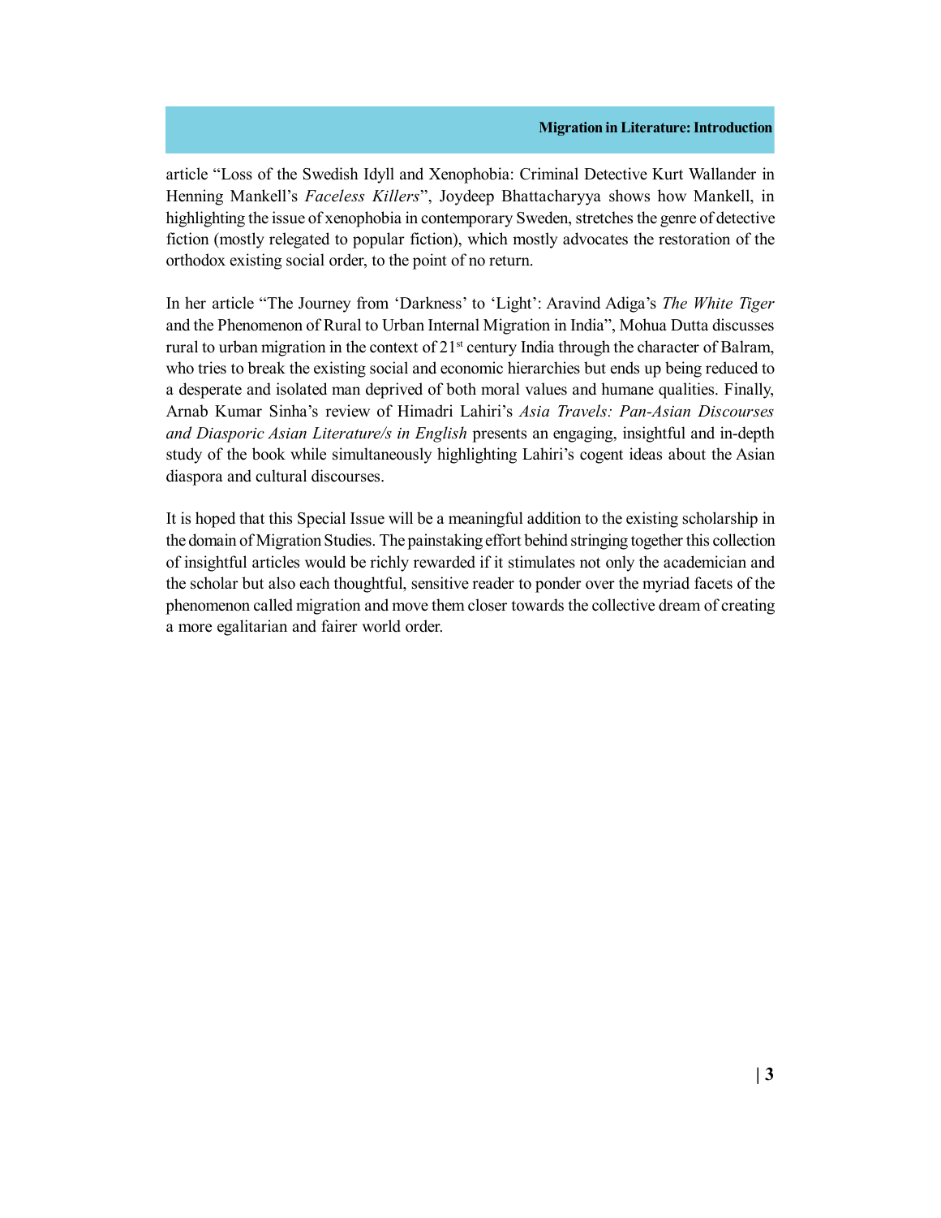article "Loss of the Swedish Idyll and Xenophobia: Criminal Detective Kurt Wallander in Henning Mankell's *Faceless Killers*", Joydeep Bhattacharyya shows how Mankell, in highlighting the issue of xenophobia in contemporary Sweden, stretches the genre of detective fiction (mostly relegated to popular fiction), which mostly advocates the restoration of the orthodox existing social order, to the point of no return.

In her article "The Journey from 'Darkness' to 'Light': Aravind Adiga's *The White Tiger* and the Phenomenon of Rural to Urban Internal Migration in India", Mohua Dutta discusses rural to urban migration in the context of 21st century India through the character of Balram, who tries to break the existing social and economic hierarchies but ends up being reduced to a desperate and isolated man deprived of both moral values and humane qualities. Finally, Arnab Kumar Sinha's review of Himadri Lahiri's *Asia Travels: Pan-Asian Discourses and Diasporic Asian Literature/s in English* presents an engaging, insightful and in-depth study of the book while simultaneously highlighting Lahiri's cogent ideas about the Asian diaspora and cultural discourses.

It is hoped that this Special Issue will be a meaningful addition to the existing scholarship in the domain of Migration Studies. The painstaking effort behind stringing together this collection of insightful articles would be richly rewarded if it stimulates not only the academician and the scholar but also each thoughtful, sensitive reader to ponder over the myriad facets of the phenomenon called migration and move them closer towards the collective dream of creating a more egalitarian and fairer world order.